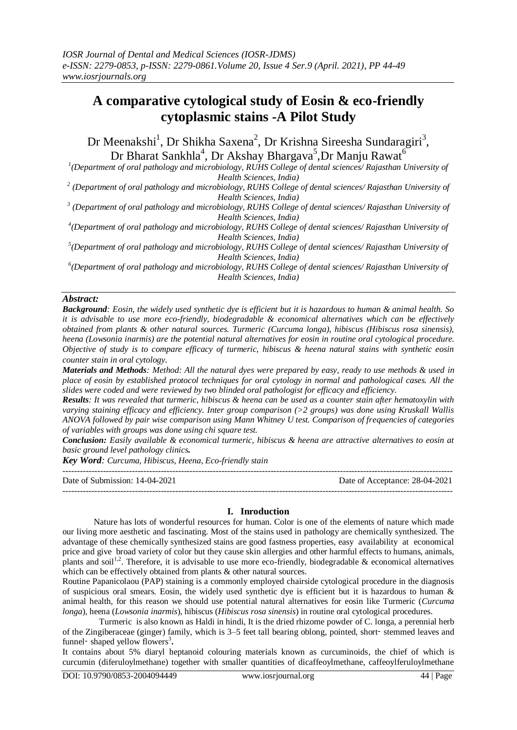# A comparative cytological study of Eosin & eco-friendly cytoplasmic stains -A Pilot Study

Dr Meenakshi[1], Dr Shikha Saxena[2], Dr Krishna Sireesha Sundaragiri[3], Dr Bharat Sankhla[4], Dr Akshay Bhargava[5], Dr Manju Rawat[6]

[1](Department of oral pathology and microbiology, RUHS College of dental sciences/ Rajasthan University of Health Sciences, India)

[2] (Department of oral pathology and microbiology, RUHS College of dental sciences/ Rajasthan University of Health Sciences, India)

[3] (Department of oral pathology and microbiology, RUHS College of dental sciences/ Rajasthan University of Health Sciences, India)

[4](Department of oral pathology and microbiology, RUHS College of dental sciences/ Rajasthan University of Health Sciences, India)

[5](Department of oral pathology and microbiology, RUHS College of dental sciences/ Rajasthan University of Health Sciences, India)

[6](Department of oral pathology and microbiology, RUHS College of dental sciences/ Rajasthan University of Health Sciences, India)

***Abstract:***

***Background***: *Eosin, the widely used synthetic dye is efficient but it is hazardous to human & animal health. So it is advisable to use more eco-friendly, biodegradable & economical alternatives which can be effectively obtained from plants & other natural sources. Turmeric (Curcuma longa), hibiscus (Hibiscus rosa sinensis), heena (Lowsonia inarmis) are the potential natural alternatives for eosin in routine oral cytological procedure. Objective of study is to compare efficacy of turmeric, hibiscus & heena natural stains with synthetic eosin counter stain in oral cytology.*

***Materials and Methods****: Method: All the natural dyes were prepared by easy, ready to use methods & used in place of eosin by established protocol techniques for oral cytology in normal and pathological cases. All the slides were coded and were reviewed by two blinded oral pathologist for efficacy and efficiency.*

***Results****: It was revealed that turmeric, hibiscus & heena can be used as a counter stain after hematoxylin with varying staining efficacy and efficiency. Inter group comparison (>2 groups) was done using Kruskall Wallis ANOVA followed by pair wise comparison using Mann Whitney U test. Comparison of frequencies of categories of variables with groups was done using chi square test.*

***Conclusion:*** *Easily available & economical turmeric, hibiscus & heena are attractive alternatives to eosin at basic ground level pathology clinics.*

***Key Word****: Curcuma, Hibiscus, Heena, Eco-friendly stain*

Date of Submission: 14-04-2021 | Date of Acceptance: 28-04-2021

## I. Inroduction

Nature has lots of wonderful resources for human. Color is one of the elements of nature which made our living more aesthetic and fascinating. Most of the stains used in pathology are chemically synthesized. The advantage of these chemically synthesized stains are good fastness properties, easy availability at economical price and give broad variety of color but they cause skin allergies and other harmful effects to humans, animals, plants and soil[1,2]. Therefore, it is advisable to use more eco-friendly, biodegradable & economical alternatives which can be effectively obtained from plants & other natural sources.

Routine Papanicolaou (PAP) staining is a commonly employed chairside cytological procedure in the diagnosis of suspicious oral smears. Eosin, the widely used synthetic dye is efficient but it is hazardous to human & animal health, for this reason we should use potential natural alternatives for eosin like Turmeric (*Curcuma longa*), heena (*Lowsonia inarmis*), hibiscus (*Hibiscus rosa sinensis*) in routine oral cytological procedures.

Turmeric is also known as Haldi in hindi, It is the dried rhizome powder of C. longa, a perennial herb of the Zingiberaceae (ginger) family, which is 3–5 feet tall bearing oblong, pointed, short- stemmed leaves and funnel- shaped yellow flowers[3].

It contains about 5% diaryl heptanoid colouring materials known as curcuminoids, the chief of which is curcumin (diferuloylmethane) together with smaller quantities of dicaffeoylmethane, caffeoylferuloylmethane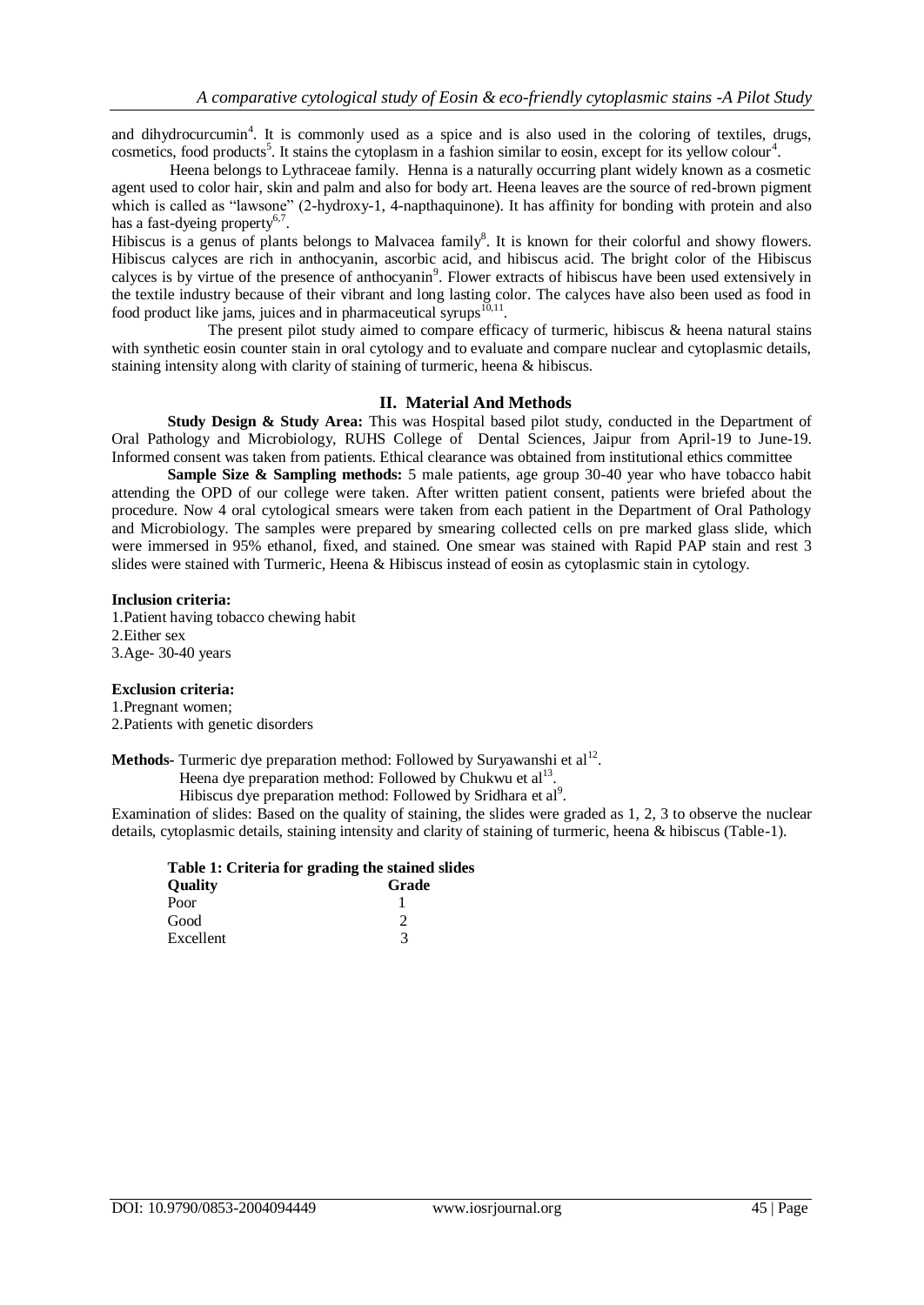and dihydrocurcumin[4]. It is commonly used as a spice and is also used in the coloring of textiles, drugs, cosmetics, food products[5]. It stains the cytoplasm in a fashion similar to eosin, except for its yellow colour[4].

Heena belongs to Lythraceae family. Henna is a naturally occurring plant widely known as a cosmetic agent used to color hair, skin and palm and also for body art. Heena leaves are the source of red-brown pigment which is called as "lawsone" (2-hydroxy-1, 4-napthaquinone). It has affinity for bonding with protein and also has a fast-dyeing property[6,7].

Hibiscus is a genus of plants belongs to Malvacea family[8]. It is known for their colorful and showy flowers. Hibiscus calyces are rich in anthocyanin, ascorbic acid, and hibiscus acid. The bright color of the Hibiscus calyces is by virtue of the presence of anthocyanin[9]. Flower extracts of hibiscus have been used extensively in the textile industry because of their vibrant and long lasting color. The calyces have also been used as food in food product like jams, juices and in pharmaceutical syrups[10,11].

The present pilot study aimed to compare efficacy of turmeric, hibiscus & heena natural stains with synthetic eosin counter stain in oral cytology and to evaluate and compare nuclear and cytoplasmic details, staining intensity along with clarity of staining of turmeric, heena & hibiscus.

## II. Material And Methods

**Study Design & Study Area:** This was Hospital based pilot study, conducted in the Department of Oral Pathology and Microbiology, RUHS College of Dental Sciences, Jaipur from April-19 to June-19. Informed consent was taken from patients. Ethical clearance was obtained from institutional ethics committee

**Sample Size & Sampling methods:** 5 male patients, age group 30-40 year who have tobacco habit attending the OPD of our college were taken. After written patient consent, patients were briefed about the procedure. Now 4 oral cytological smears were taken from each patient in the Department of Oral Pathology and Microbiology. The samples were prepared by smearing collected cells on pre marked glass slide, which were immersed in 95% ethanol, fixed, and stained. One smear was stained with Rapid PAP stain and rest 3 slides were stained with Turmeric, Heena & Hibiscus instead of eosin as cytoplasmic stain in cytology.

**Inclusion criteria:**

1. Patient having tobacco chewing habit
2. Either sex
3. Age- 30-40 years

**Exclusion criteria:**

1. Pregnant women;
2. Patients with genetic disorders

**Methods-** Turmeric dye preparation method: Followed by Suryawanshi et al[12].

Heena dye preparation method: Followed by Chukwu et al[13].

Hibiscus dye preparation method: Followed by Sridhara et al[9].

Examination of slides: Based on the quality of staining, the slides were graded as 1, 2, 3 to observe the nuclear details, cytoplasmic details, staining intensity and clarity of staining of turmeric, heena & hibiscus (Table-1).

**Table 1: Criteria for grading the stained slides**

| Quality | Grade |
|---|---|
| Poor | 1 |
| Good | 2 |
| Excellent | 3 |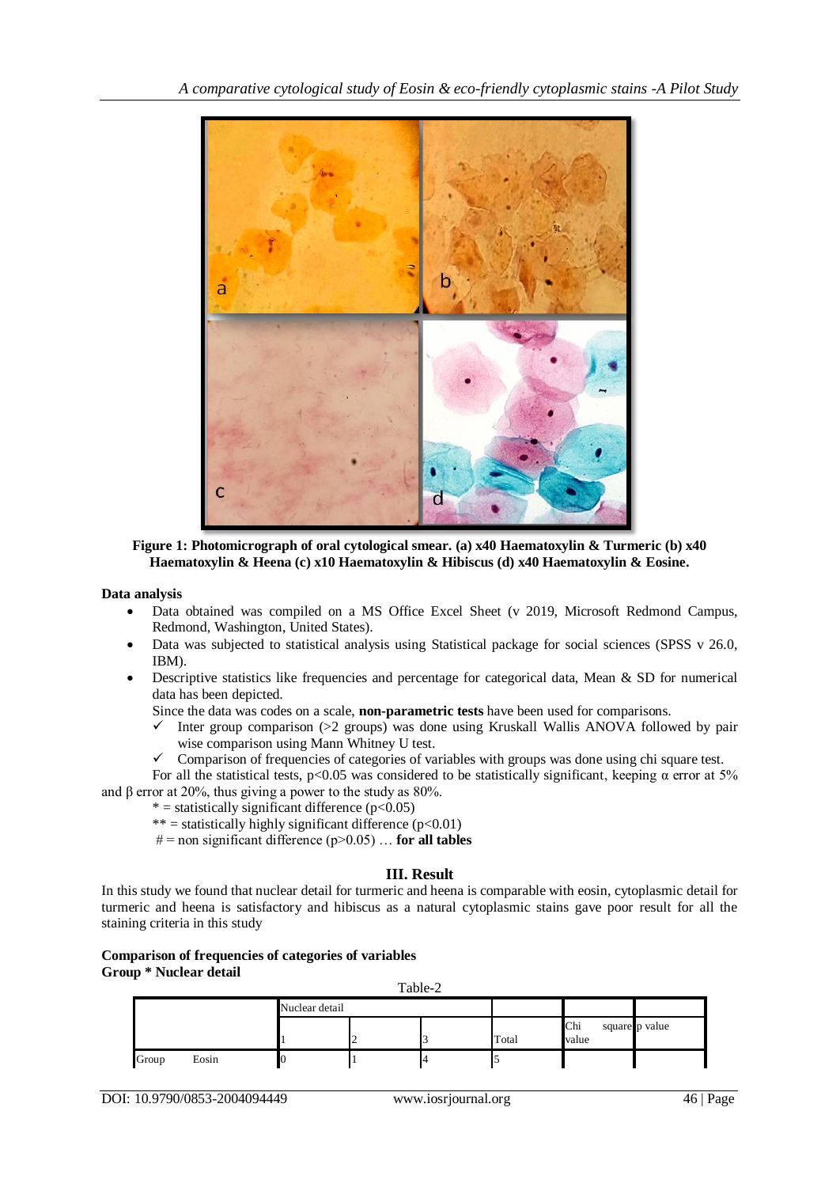Figure 1: Photomicrograph of oral cytological smear. (a) x40 Haematoxylin & Turmeric (b) x40 Haematoxylin & Heena (c) x10 Haematoxylin & Hibiscus (d) x40 Haematoxylin & Eosine.

**Data analysis**

- Data obtained was compiled on a MS Office Excel Sheet (v 2019, Microsoft Redmond Campus, Redmond, Washington, United States).
- Data was subjected to statistical analysis using Statistical package for social sciences (SPSS v 26.0, IBM).
- Descriptive statistics like frequencies and percentage for categorical data, Mean & SD for numerical data has been depicted.

  Since the data was codes on a scale, **non-parametric tests** have been used for comparisons.

  - ✓ Inter group comparison (>2 groups) was done using Kruskall Wallis ANOVA followed by pair wise comparison using Mann Whitney U test.
  - ✓ Comparison of frequencies of categories of variables with groups was done using chi square test.

For all the statistical tests, $p<0.05$ was considered to be statistically significant, keeping $\alpha$ error at 5% and $\beta$ error at 20%, thus giving a power to the study as 80%.

\* = statistically significant difference ($p<0.05$)

\*\* = statistically highly significant difference ($p<0.01$)

\# = non significant difference ($p>0.05$) … **for all tables**

## III. Result

In this study we found that nuclear detail for turmeric and heena is comparable with eosin, cytoplasmic detail for turmeric and heena is satisfactory and hibiscus as a natural cytoplasmic stains gave poor result for all the staining criteria in this study

**Comparison of frequencies of categories of variables**
**Group * Nuclear detail**

Table-2

| | | Nuclear detail | | | | | |
|---|---|---|---|---|---|---|---|
| | | 1 | 2 | 3 | Total | Chi square value | p value |
| Group | Eosin | 0 | 1 | 4 | 5 | | |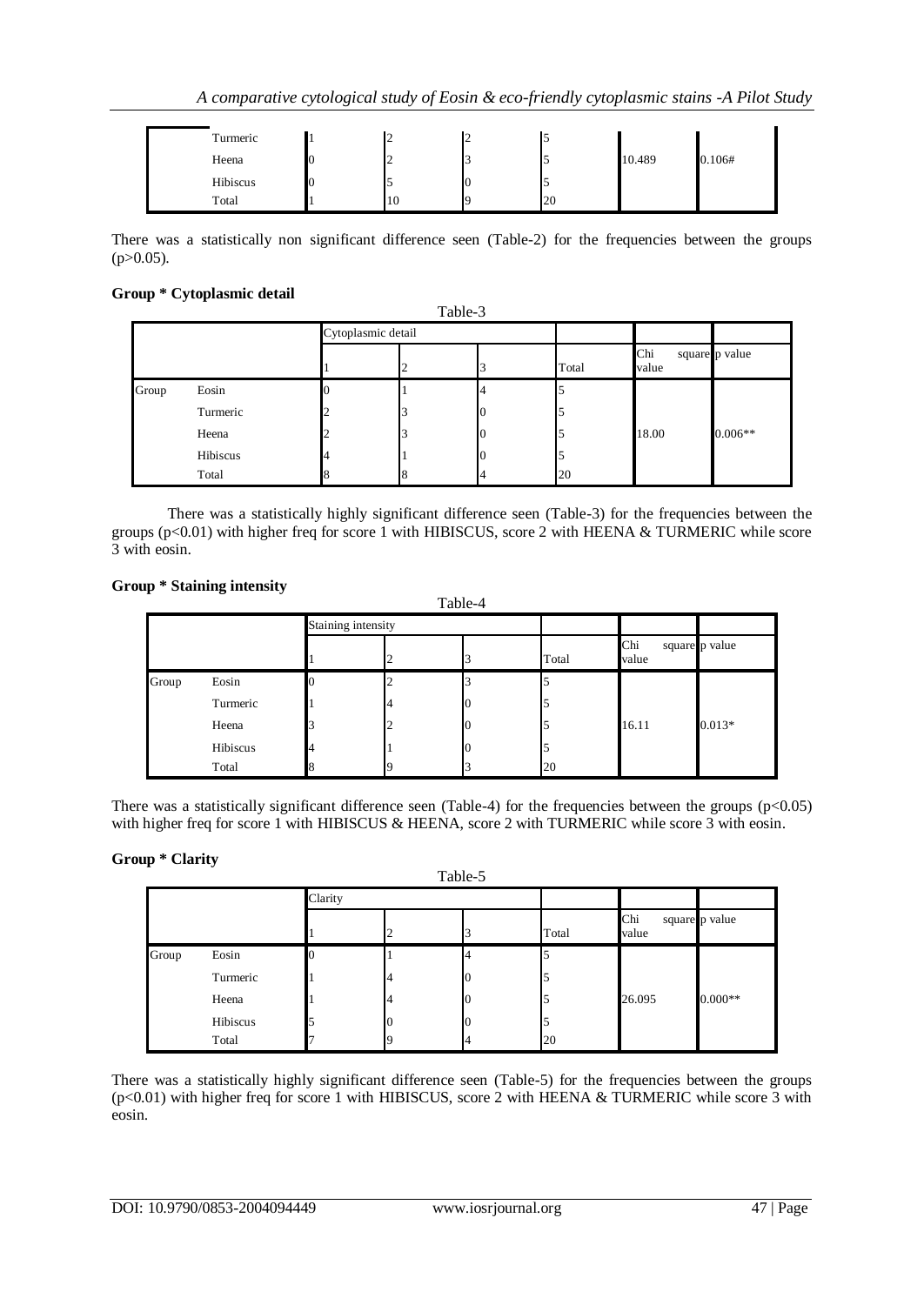| | | | | | | | |
|---|---|---|---|---|---|---|---|
| | Turmeric | 1 | 2 | 2 | 5 | | |
| | Heena | 0 | 2 | 3 | 5 | 10.489 | 0.106# |
| | Hibiscus | 0 | 5 | 0 | 5 | | |
| | Total | 1 | 10 | 9 | 20 | | |

There was a statistically non significant difference seen (Table-2) for the frequencies between the groups ($p>0.05$).

**Group * Cytoplasmic detail**

Table-3

| | | Cytoplasmic detail | | | | | |
|---|---|---|---|---|---|---|---|
| | | 1 | 2 | 3 | Total | Chi square value | p value |
| Group | Eosin | 0 | 1 | 4 | 5 | | |
| | Turmeric | 2 | 3 | 0 | 5 | | |
| | Heena | 2 | 3 | 0 | 5 | 18.00 | 0.006** |
| | Hibiscus | 4 | 1 | 0 | 5 | | |
| | Total | 8 | 8 | 4 | 20 | | |

There was a statistically highly significant difference seen (Table-3) for the frequencies between the groups ($p<0.01$) with higher freq for score 1 with HIBISCUS, score 2 with HEENA & TURMERIC while score 3 with eosin.

**Group * Staining intensity**

Table-4

| | | Staining intensity | | | | | |
|---|---|---|---|---|---|---|---|
| | | 1 | 2 | 3 | Total | Chi square value | p value |
| Group | Eosin | 0 | 2 | 3 | 5 | | |
| | Turmeric | 1 | 4 | 0 | 5 | | |
| | Heena | 3 | 2 | 0 | 5 | 16.11 | 0.013* |
| | Hibiscus | 4 | 1 | 0 | 5 | | |
| | Total | 8 | 9 | 3 | 20 | | |

There was a statistically significant difference seen (Table-4) for the frequencies between the groups ($p<0.05$) with higher freq for score 1 with HIBISCUS & HEENA, score 2 with TURMERIC while score 3 with eosin.

**Group * Clarity**

Table-5

| | | Clarity | | | | | |
|---|---|---|---|---|---|---|---|
| | | 1 | 2 | 3 | Total | Chi square value | p value |
| Group | Eosin | 0 | 1 | 4 | 5 | | |
| | Turmeric | 1 | 4 | 0 | 5 | | |
| | Heena | 1 | 4 | 0 | 5 | 26.095 | 0.000** |
| | Hibiscus | 5 | 0 | 0 | 5 | | |
| | Total | 7 | 9 | 4 | 20 | | |

There was a statistically highly significant difference seen (Table-5) for the frequencies between the groups ($p<0.01$) with higher freq for score 1 with HIBISCUS, score 2 with HEENA & TURMERIC while score 3 with eosin.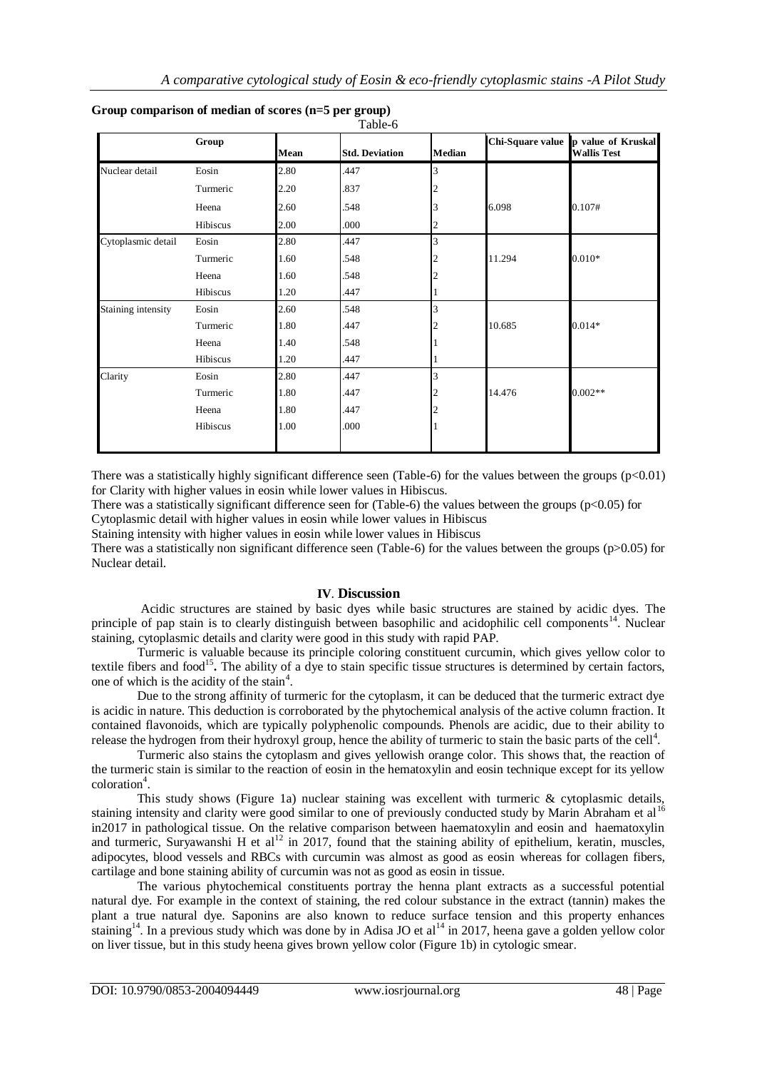**Group comparison of median of scores (n=5 per group)**

Table-6

| | Group | Mean | Std. Deviation | Median | Chi-Square value | p value of Kruskal Wallis Test |
|---|---|---|---|---|---|---|
| Nuclear detail | Eosin | 2.80 | .447 | 3 | | |
| | Turmeric | 2.20 | .837 | 2 | | |
| | Heena | 2.60 | .548 | 3 | 6.098 | 0.107# |
| | Hibiscus | 2.00 | .000 | 2 | | |
| Cytoplasmic detail | Eosin | 2.80 | .447 | 3 | | |
| | Turmeric | 1.60 | .548 | 2 | 11.294 | 0.010* |
| | Heena | 1.60 | .548 | 2 | | |
| | Hibiscus | 1.20 | .447 | 1 | | |
| Staining intensity | Eosin | 2.60 | .548 | 3 | | |
| | Turmeric | 1.80 | .447 | 2 | 10.685 | 0.014* |
| | Heena | 1.40 | .548 | 1 | | |
| | Hibiscus | 1.20 | .447 | 1 | | |
| Clarity | Eosin | 2.80 | .447 | 3 | | |
| | Turmeric | 1.80 | .447 | 2 | 14.476 | 0.002** |
| | Heena | 1.80 | .447 | 2 | | |
| | Hibiscus | 1.00 | .000 | 1 | | |

There was a statistically highly significant difference seen (Table-6) for the values between the groups ($p<0.01$) for Clarity with higher values in eosin while lower values in Hibiscus.

There was a statistically significant difference seen for (Table-6) the values between the groups ($p<0.05$) for Cytoplasmic detail with higher values in eosin while lower values in Hibiscus

Staining intensity with higher values in eosin while lower values in Hibiscus

There was a statistically non significant difference seen (Table-6) for the values between the groups ($p>0.05$) for Nuclear detail.

## IV. Discussion

Acidic structures are stained by basic dyes while basic structures are stained by acidic dyes. The principle of pap stain is to clearly distinguish between basophilic and acidophilic cell components[14]. Nuclear staining, cytoplasmic details and clarity were good in this study with rapid PAP.

Turmeric is valuable because its principle coloring constituent curcumin, which gives yellow color to textile fibers and food[15]. The ability of a dye to stain specific tissue structures is determined by certain factors, one of which is the acidity of the stain[4].

Due to the strong affinity of turmeric for the cytoplasm, it can be deduced that the turmeric extract dye is acidic in nature. This deduction is corroborated by the phytochemical analysis of the active column fraction. It contained flavonoids, which are typically polyphenolic compounds. Phenols are acidic, due to their ability to release the hydrogen from their hydroxyl group, hence the ability of turmeric to stain the basic parts of the cell[4].

Turmeric also stains the cytoplasm and gives yellowish orange color. This shows that, the reaction of the turmeric stain is similar to the reaction of eosin in the hematoxylin and eosin technique except for its yellow coloration[4].

This study shows (Figure 1a) nuclear staining was excellent with turmeric & cytoplasmic details, staining intensity and clarity were good similar to one of previously conducted study by Marin Abraham et al[16] in2017 in pathological tissue. On the relative comparison between haematoxylin and eosin and haematoxylin and turmeric, Suryawanshi H et al[12] in 2017, found that the staining ability of epithelium, keratin, muscles, adipocytes, blood vessels and RBCs with curcumin was almost as good as eosin whereas for collagen fibers, cartilage and bone staining ability of curcumin was not as good as eosin in tissue.

The various phytochemical constituents portray the henna plant extracts as a successful potential natural dye. For example in the context of staining, the red colour substance in the extract (tannin) makes the plant a true natural dye. Saponins are also known to reduce surface tension and this property enhances staining[14]. In a previous study which was done by in Adisa JO et al[14] in 2017, heena gave a golden yellow color on liver tissue, but in this study heena gives brown yellow color (Figure 1b) in cytologic smear.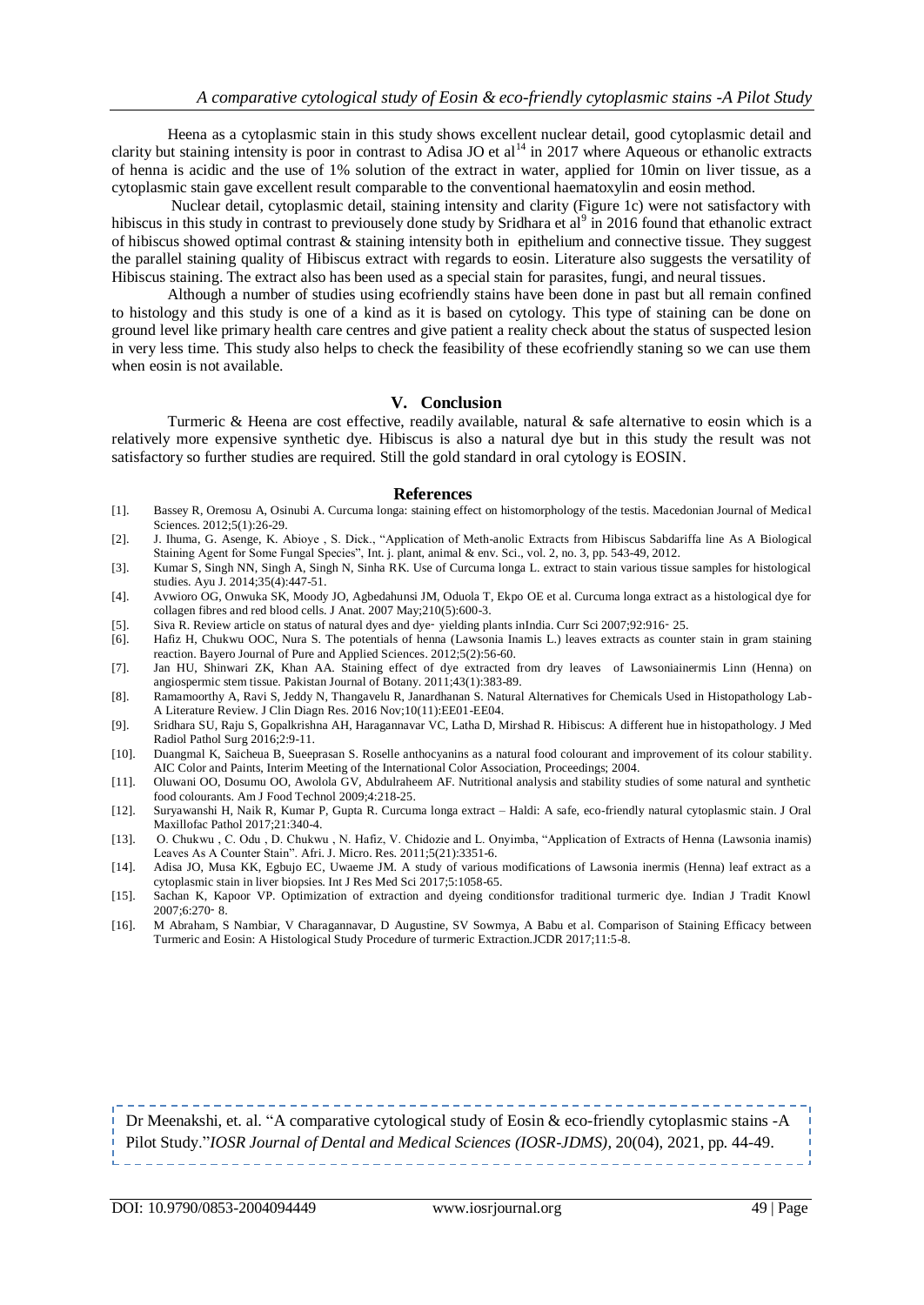Heena as a cytoplasmic stain in this study shows excellent nuclear detail, good cytoplasmic detail and clarity but staining intensity is poor in contrast to Adisa JO et al[14] in 2017 where Aqueous or ethanolic extracts of henna is acidic and the use of 1% solution of the extract in water, applied for 10min on liver tissue, as a cytoplasmic stain gave excellent result comparable to the conventional haematoxylin and eosin method.

Nuclear detail, cytoplasmic detail, staining intensity and clarity (Figure 1c) were not satisfactory with hibiscus in this study in contrast to previousely done study by Sridhara et al[9] in 2016 found that ethanolic extract of hibiscus showed optimal contrast & staining intensity both in epithelium and connective tissue. They suggest the parallel staining quality of Hibiscus extract with regards to eosin. Literature also suggests the versatility of Hibiscus staining. The extract also has been used as a special stain for parasites, fungi, and neural tissues.

Although a number of studies using ecofriendly stains have been done in past but all remain confined to histology and this study is one of a kind as it is based on cytology. This type of staining can be done on ground level like primary health care centres and give patient a reality check about the status of suspected lesion in very less time. This study also helps to check the feasibility of these ecofriendly staning so we can use them when eosin is not available.

## V. Conclusion

Turmeric & Heena are cost effective, readily available, natural & safe alternative to eosin which is a relatively more expensive synthetic dye. Hibiscus is also a natural dye but in this study the result was not satisfactory so further studies are required. Still the gold standard in oral cytology is EOSIN.

## References

[1]. Bassey R, Oremosu A, Osinubi A. Curcuma longa: staining effect on histomorphology of the testis. Macedonian Journal of Medical Sciences. 2012;5(1):26-29.

[2]. J. Ihuma, G. Asenge, K. Abioye , S. Dick., "Application of Meth-anolic Extracts from Hibiscus Sabdariffa line As A Biological Staining Agent for Some Fungal Species", Int. j. plant, animal & env. Sci., vol. 2, no. 3, pp. 543-49, 2012.

[3]. Kumar S, Singh NN, Singh A, Singh N, Sinha RK. Use of Curcuma longa L. extract to stain various tissue samples for histological studies. Ayu J. 2014;35(4):447-51.

[4]. Avwioro OG, Onwuka SK, Moody JO, Agbedahunsi JM, Oduola T, Ekpo OE et al. Curcuma longa extract as a histological dye for collagen fibres and red blood cells. J Anat. 2007 May;210(5):600-3.

[5]. Siva R. Review article on status of natural dyes and dye‑ yielding plants inIndia. Curr Sci 2007;92:916‑ 25.

[6]. Hafiz H, Chukwu OOC, Nura S. The potentials of henna (Lawsonia Inamis L.) leaves extracts as counter stain in gram staining reaction. Bayero Journal of Pure and Applied Sciences. 2012;5(2):56-60.

[7]. Jan HU, Shinwari ZK, Khan AA. Staining effect of dye extracted from dry leaves of Lawsoniainermis Linn (Henna) on angiospermic stem tissue. Pakistan Journal of Botany. 2011;43(1):383-89.

[8]. Ramamoorthy A, Ravi S, Jeddy N, Thangavelu R, Janardhanan S. Natural Alternatives for Chemicals Used in Histopathology Lab- A Literature Review. J Clin Diagn Res. 2016 Nov;10(11):EE01-EE04.

[9]. Sridhara SU, Raju S, Gopalkrishna AH, Haragannavar VC, Latha D, Mirshad R. Hibiscus: A different hue in histopathology. J Med Radiol Pathol Surg 2016;2:9-11.

[10]. Duangmal K, Saicheua B, Sueeprasan S. Roselle anthocyanins as a natural food colourant and improvement of its colour stability. AIC Color and Paints, Interim Meeting of the International Color Association, Proceedings; 2004.

[11]. Oluwani OO, Dosumu OO, Awolola GV, Abdulraheem AF. Nutritional analysis and stability studies of some natural and synthetic food colourants. Am J Food Technol 2009;4:218-25.

[12]. Suryawanshi H, Naik R, Kumar P, Gupta R. Curcuma longa extract – Haldi: A safe, eco-friendly natural cytoplasmic stain. J Oral Maxillofac Pathol 2017;21:340-4.

[13]. O. Chukwu , C. Odu , D. Chukwu , N. Hafiz, V. Chidozie and L. Onyimba, "Application of Extracts of Henna (Lawsonia inamis) Leaves As A Counter Stain". Afri. J. Micro. Res. 2011;5(21):3351-6.

[14]. Adisa JO, Musa KK, Egbujo EC, Uwaeme JM. A study of various modifications of Lawsonia inermis (Henna) leaf extract as a cytoplasmic stain in liver biopsies. Int J Res Med Sci 2017;5:1058-65.

[15]. Sachan K, Kapoor VP. Optimization of extraction and dyeing conditionsfor traditional turmeric dye. Indian J Tradit Knowl 2007;6:270‑ 8.

[16]. M Abraham, S Nambiar, V Charagannavar, D Augustine, SV Sowmya, A Babu et al. Comparison of Staining Efficacy between Turmeric and Eosin: A Histological Study Procedure of turmeric Extraction.JCDR 2017;11:5-8.

Dr Meenakshi, et. al. "A comparative cytological study of Eosin & eco-friendly cytoplasmic stains -A Pilot Study."*IOSR Journal of Dental and Medical Sciences (IOSR-JDMS)*, 20(04), 2021, pp. 44-49.